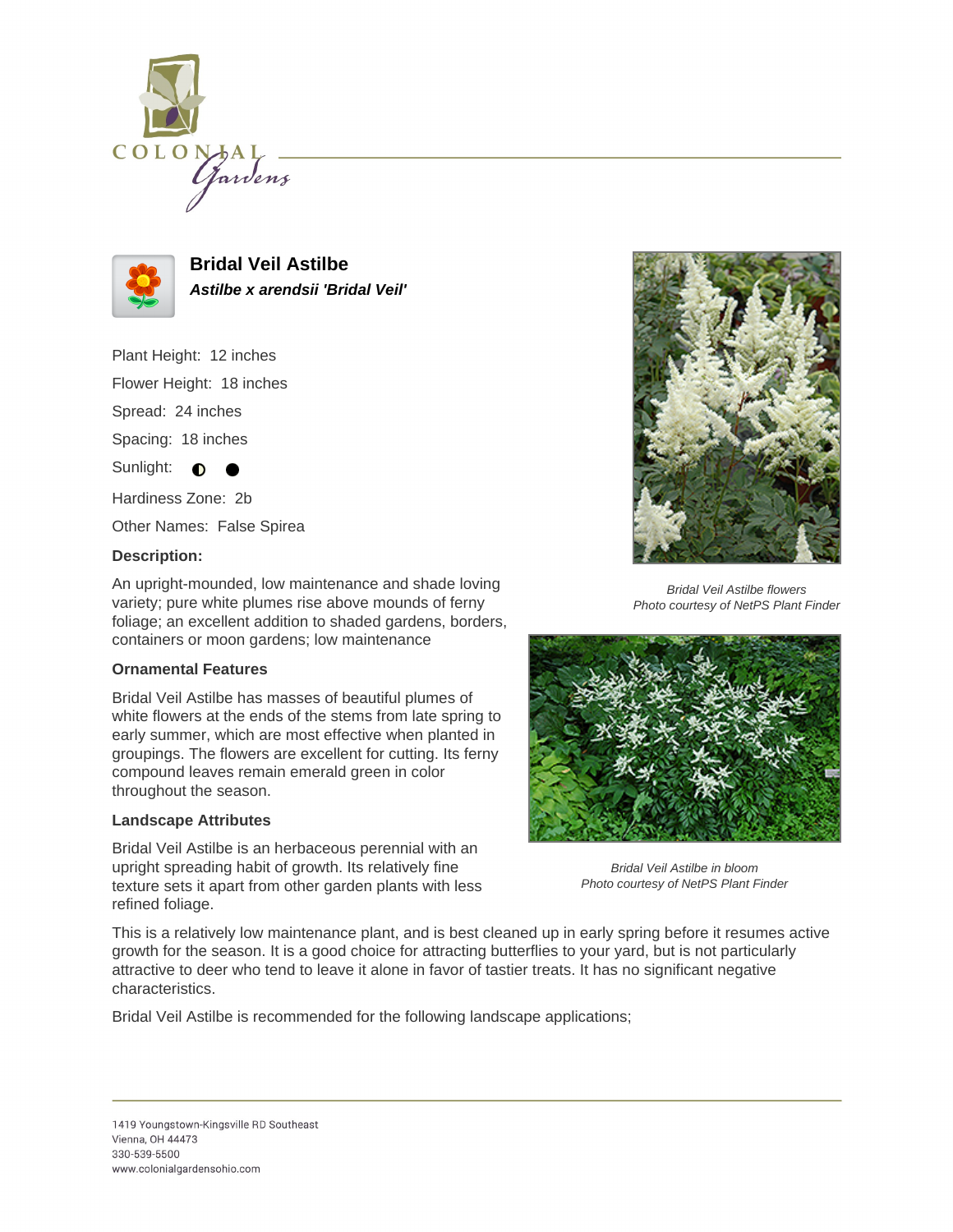# Bridal Veil Astilbe

***Astilbe x arendsii 'Bridal Veil'***

Plant Height: 12 inches

Flower Height: 18 inches

Spread: 24 inches

Spacing: 18 inches

Sunlight: ◐ ●

Hardiness Zone: 2b

Other Names: False Spirea

**Description:**

An upright-mounded, low maintenance and shade loving variety; pure white plumes rise above mounds of ferny foliage; an excellent addition to shaded gardens, borders, containers or moon gardens; low maintenance

### Ornamental Features

Bridal Veil Astilbe has masses of beautiful plumes of white flowers at the ends of the stems from late spring to early summer, which are most effective when planted in groupings. The flowers are excellent for cutting. Its ferny compound leaves remain emerald green in color throughout the season.

### Landscape Attributes

Bridal Veil Astilbe is an herbaceous perennial with an upright spreading habit of growth. Its relatively fine texture sets it apart from other garden plants with less refined foliage.

This is a relatively low maintenance plant, and is best cleaned up in early spring before it resumes active growth for the season. It is a good choice for attracting butterflies to your yard, but is not particularly attractive to deer who tend to leave it alone in favor of tastier treats. It has no significant negative characteristics.

Bridal Veil Astilbe is recommended for the following landscape applications;

*Bridal Veil Astilbe flowers*
*Photo courtesy of NetPS Plant Finder*

*Bridal Veil Astilbe in bloom*
*Photo courtesy of NetPS Plant Finder*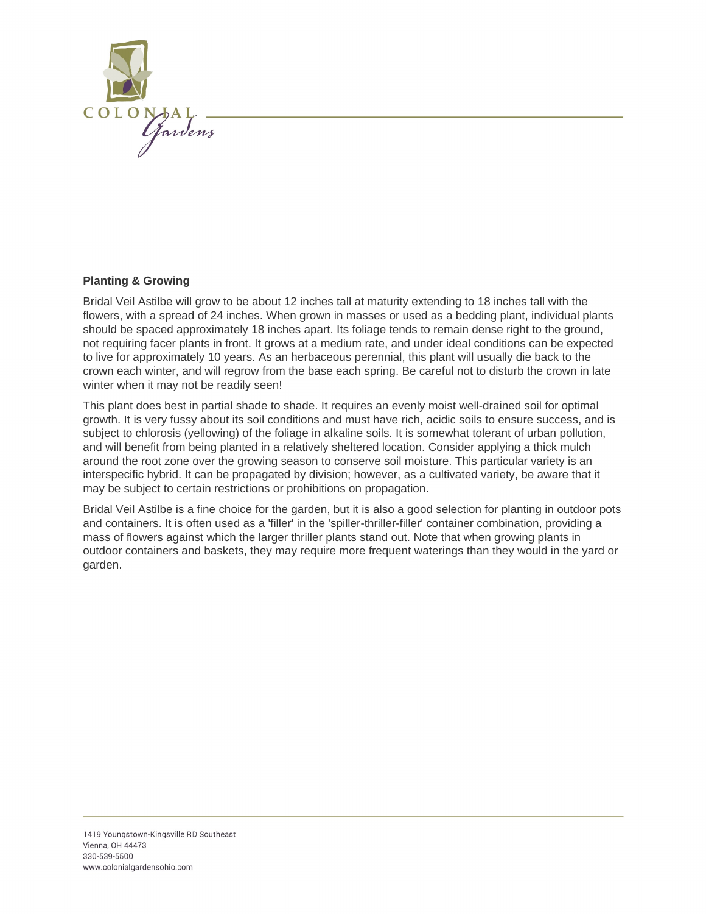## Planting & Growing

Bridal Veil Astilbe will grow to be about 12 inches tall at maturity extending to 18 inches tall with the flowers, with a spread of 24 inches. When grown in masses or used as a bedding plant, individual plants should be spaced approximately 18 inches apart. Its foliage tends to remain dense right to the ground, not requiring facer plants in front. It grows at a medium rate, and under ideal conditions can be expected to live for approximately 10 years. As an herbaceous perennial, this plant will usually die back to the crown each winter, and will regrow from the base each spring. Be careful not to disturb the crown in late winter when it may not be readily seen!

This plant does best in partial shade to shade. It requires an evenly moist well-drained soil for optimal growth. It is very fussy about its soil conditions and must have rich, acidic soils to ensure success, and is subject to chlorosis (yellowing) of the foliage in alkaline soils. It is somewhat tolerant of urban pollution, and will benefit from being planted in a relatively sheltered location. Consider applying a thick mulch around the root zone over the growing season to conserve soil moisture. This particular variety is an interspecific hybrid. It can be propagated by division; however, as a cultivated variety, be aware that it may be subject to certain restrictions or prohibitions on propagation.

Bridal Veil Astilbe is a fine choice for the garden, but it is also a good selection for planting in outdoor pots and containers. It is often used as a 'filler' in the 'spiller-thriller-filler' container combination, providing a mass of flowers against which the larger thriller plants stand out. Note that when growing plants in outdoor containers and baskets, they may require more frequent waterings than they would in the yard or garden.